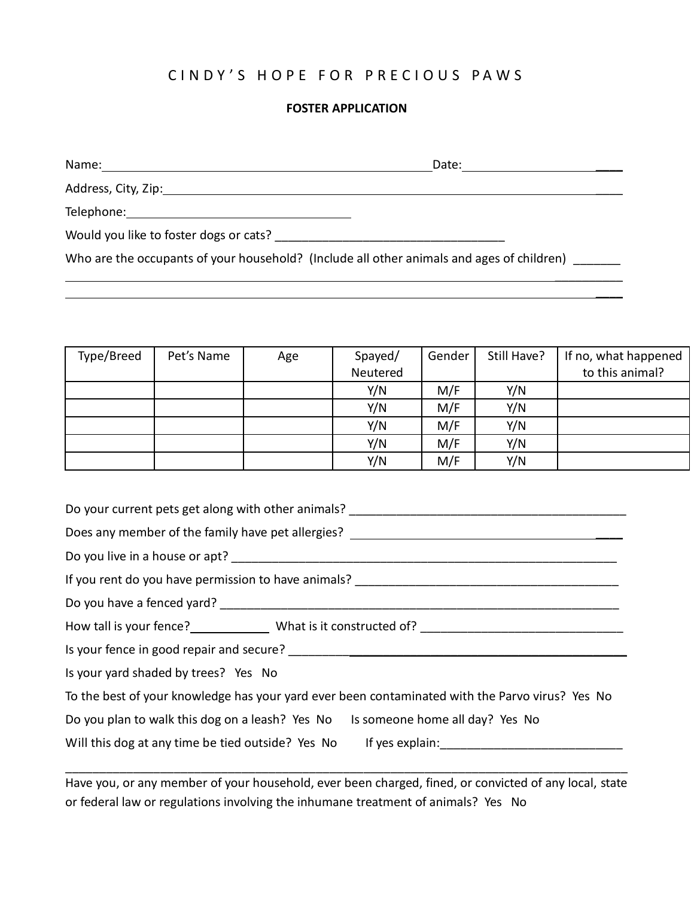# CINDY'S HOPE FOR PRECIOUS PAWS

## FOSTER APPLICATION

Name:_______________________________________________Date:________________________

Address, City, Zip:_________________________________________________________________

Telephone:______________________________

Would you like to foster dogs or cats? ___________________________________

Who are the occupants of your household? (Include all other animals and ages of children) _______

_____________________________________________________________________________________

_____________________________________________________________________________________

| Type/Breed | Pet's Name | Age | Spayed/ Neutered | Gender | Still Have? | If no, what happened to this animal? |
|---|---|---|---|---|---|---|
| | | | Y/N | M/F | Y/N | |
| | | | Y/N | M/F | Y/N | |
| | | | Y/N | M/F | Y/N | |
| | | | Y/N | M/F | Y/N | |
| | | | Y/N | M/F | Y/N | |

Do your current pets get along with other animals? __________________________________________

Does any member of the family have pet allergies? __________________________________________

Do you live in a house or apt? ___________________________________________________________

If you rent do you have permission to have animals? ________________________________________

Do you have a fenced yard? _____________________________________________________________

How tall is your fence?___________ What is it constructed of? ______________________________

Is your fence in good repair and secure? ___________________________________________________

Is your yard shaded by trees? Yes No

To the best of your knowledge has your yard ever been contaminated with the Parvo virus? Yes No

Do you plan to walk this dog on a leash? Yes No Is someone home all day? Yes No

Will this dog at any time be tied outside? Yes No If yes explain:___________________________

_____________________________________________________________________________________

Have you, or any member of your household, ever been charged, fined, or convicted of any local, state or federal law or regulations involving the inhumane treatment of animals? Yes No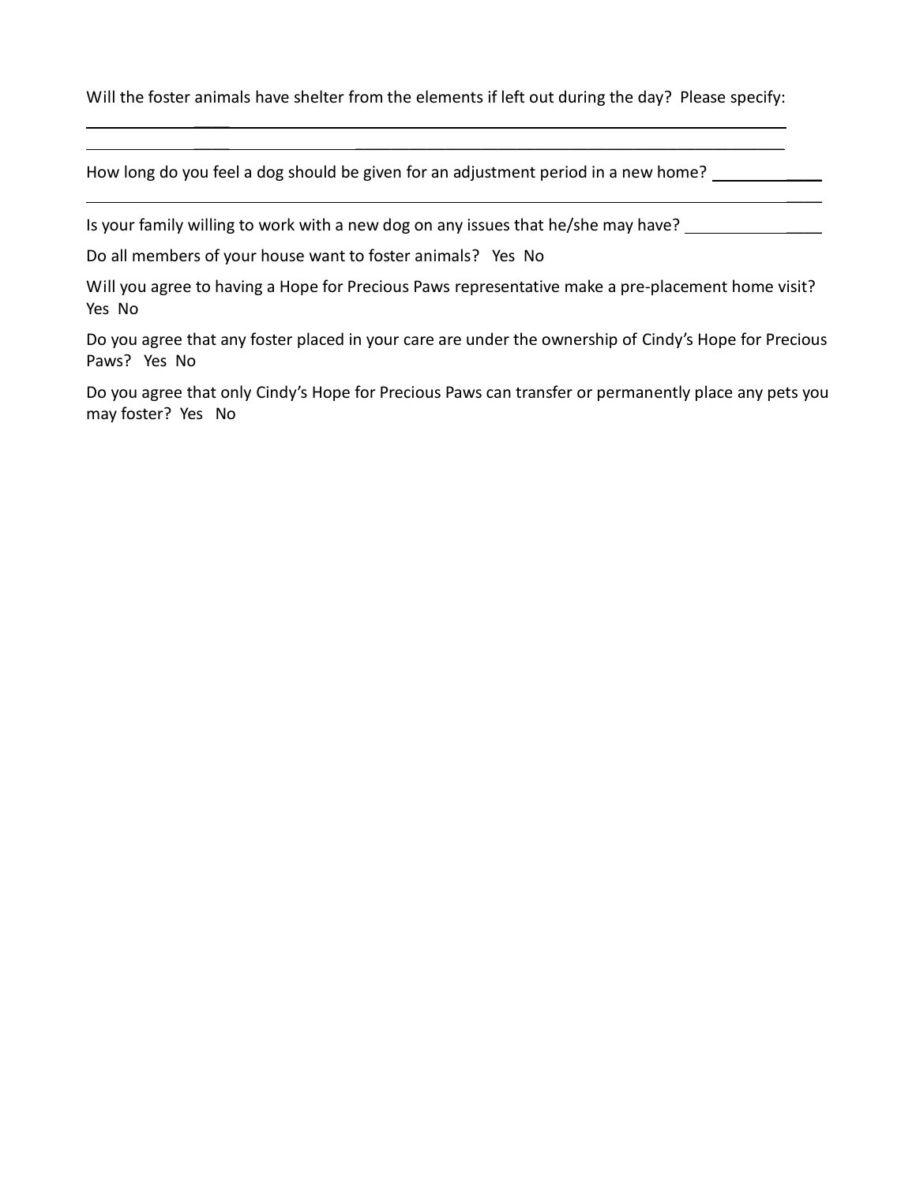Will the foster animals have shelter from the elements if left out during the day? Please specify:

______________________________________________________________________________

______________________________________________________________________________

How long do you feel a dog should be given for an adjustment period in a new home? ____________

______________________________________________________________________________

Is your family willing to work with a new dog on any issues that he/she may have? ______________

Do all members of your house want to foster animals? Yes No

Will you agree to having a Hope for Precious Paws representative make a pre-placement home visit? Yes No

Do you agree that any foster placed in your care are under the ownership of Cindy's Hope for Precious Paws? Yes No

Do you agree that only Cindy's Hope for Precious Paws can transfer or permanently place any pets you may foster? Yes No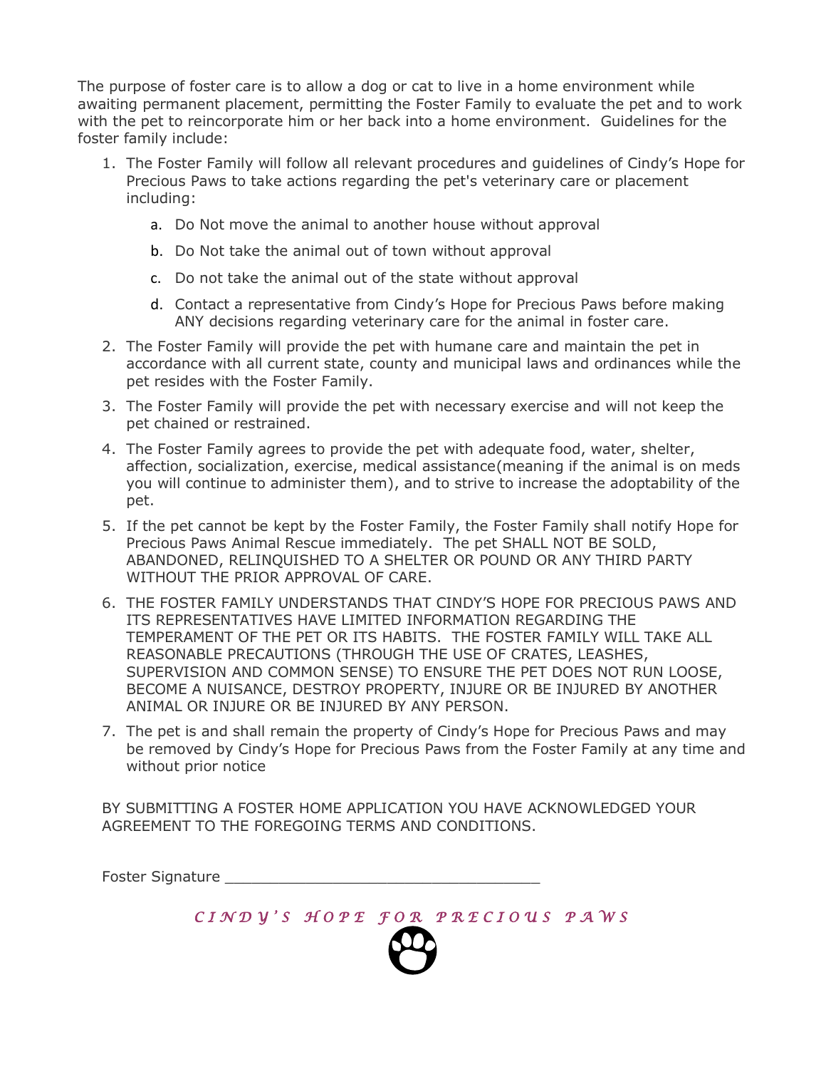The purpose of foster care is to allow a dog or cat to live in a home environment while awaiting permanent placement, permitting the Foster Family to evaluate the pet and to work with the pet to reincorporate him or her back into a home environment. Guidelines for the foster family include:

1. The Foster Family will follow all relevant procedures and guidelines of Cindy's Hope for Precious Paws to take actions regarding the pet's veterinary care or placement including:
   a. Do Not move the animal to another house without approval
   b. Do Not take the animal out of town without approval
   c. Do not take the animal out of the state without approval
   d. Contact a representative from Cindy's Hope for Precious Paws before making ANY decisions regarding veterinary care for the animal in foster care.
2. The Foster Family will provide the pet with humane care and maintain the pet in accordance with all current state, county and municipal laws and ordinances while the pet resides with the Foster Family.
3. The Foster Family will provide the pet with necessary exercise and will not keep the pet chained or restrained.
4. The Foster Family agrees to provide the pet with adequate food, water, shelter, affection, socialization, exercise, medical assistance(meaning if the animal is on meds you will continue to administer them), and to strive to increase the adoptability of the pet.
5. If the pet cannot be kept by the Foster Family, the Foster Family shall notify Hope for Precious Paws Animal Rescue immediately. The pet SHALL NOT BE SOLD, ABANDONED, RELINQUISHED TO A SHELTER OR POUND OR ANY THIRD PARTY WITHOUT THE PRIOR APPROVAL OF CARE.
6. THE FOSTER FAMILY UNDERSTANDS THAT CINDY'S HOPE FOR PRECIOUS PAWS AND ITS REPRESENTATIVES HAVE LIMITED INFORMATION REGARDING THE TEMPERAMENT OF THE PET OR ITS HABITS. THE FOSTER FAMILY WILL TAKE ALL REASONABLE PRECAUTIONS (THROUGH THE USE OF CRATES, LEASHES, SUPERVISION AND COMMON SENSE) TO ENSURE THE PET DOES NOT RUN LOOSE, BECOME A NUISANCE, DESTROY PROPERTY, INJURE OR BE INJURED BY ANOTHER ANIMAL OR INJURE OR BE INJURED BY ANY PERSON.
7. The pet is and shall remain the property of Cindy's Hope for Precious Paws and may be removed by Cindy's Hope for Precious Paws from the Foster Family at any time and without prior notice

BY SUBMITTING A FOSTER HOME APPLICATION YOU HAVE ACKNOWLEDGED YOUR AGREEMENT TO THE FOREGOING TERMS AND CONDITIONS.

Foster Signature ___________________________________

*CINDY'S HOPE FOR PRECIOUS PAWS*